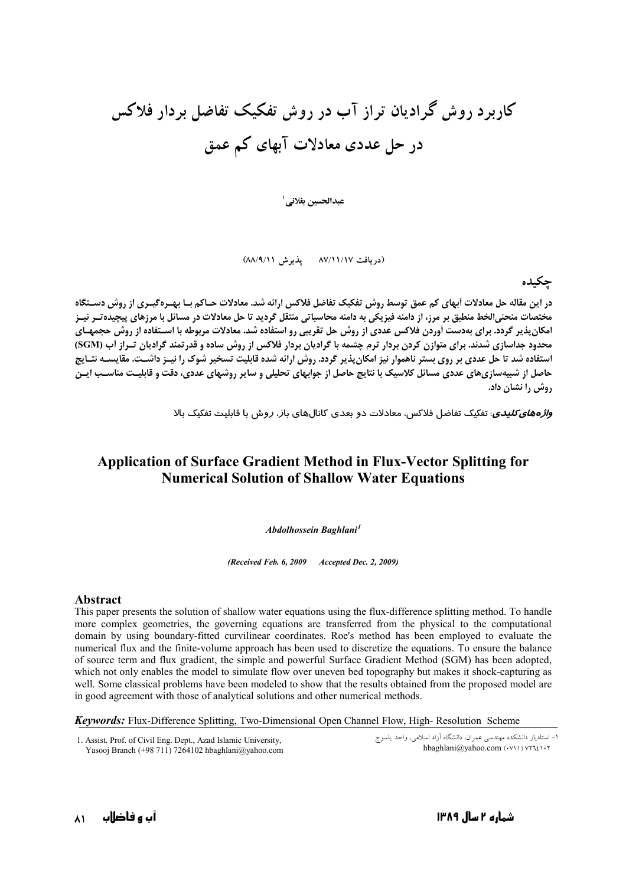# کاربرد روش گرادیان تراز آب در روش تفکیک تفاضل بردار فلاکس در حل عددی معادلات آبهای کم عمق

عبدالحسین بغلانی[1]

(دریافت ۸۷/۱۱/۱۷ پذیرش ۸۸/۹/۱۱)

## چکیده

در این مقاله حل معادلات آبهای کم عمق توسط روش تفکیک تفاضل فلاکس ارائه شد. معادلات حاکم با بهره‌گیری از روش دستگاه مختصات منحنی‌الخط منطبق بر مرز، از دامنه فیزیکی به دامنه محاسباتی منتقل گردید تا حل معادلات در مسائل با مرزهای پیچیده‌تر نیز امکان‌پذیر گردد. برای به‌دست آوردن فلاکس عددی از روش حل تقریبی رو استفاده شد. معادلات مربوطه با استفاده از روش حجمهای محدود جداسازی شدند. برای متوازن کردن بردار ترم چشمه با گرادیان بردار فلاکس از روش ساده و قدرتمند گرادیان تراز آب (SGM) استفاده شد تا حل عددی بر روی بستر ناهموار نیز امکان‌پذیر گردد. روش ارائه شده قابلیت تسخیر شوک را نیز داشت. مقایسه نتایج حاصل از شبیه‌سازی‌های عددی مسائل کلاسیک با نتایج حاصل از جوابهای تحلیلی و سایر روشهای عددی، دقت و قابلیت مناسب این روش را نشان داد.

***واژه‌های کلیدی***: تفکیک تفاضل فلاکس، معادلات دو بعدی کانال‌های باز، روش با قابلیت تفکیک بالا

# Application of Surface Gradient Method in Flux-Vector Splitting for Numerical Solution of Shallow Water Equations

***Abdolhossein Baghlani[1]***

***(Received Feb. 6, 2009 Accepted Dec. 2, 2009)***

## Abstract

This paper presents the solution of shallow water equations using the flux-difference splitting method. To handle more complex geometries, the governing equations are transferred from the physical to the computational domain by using boundary-fitted curvilinear coordinates. Roe's method has been employed to evaluate the numerical flux and the finite-volume approach has been used to discretize the equations. To ensure the balance of source term and flux gradient, the simple and powerful Surface Gradient Method (SGM) has been adopted, which not only enables the model to simulate flow over uneven bed topography but makes it shock-capturing as well. Some classical problems have been modeled to show that the results obtained from the proposed model are in good agreement with those of analytical solutions and other numerical methods.

***Keywords:*** Flux-Difference Splitting, Two-Dimensional Open Channel Flow, High- Resolution Scheme

1. Assist. Prof. of Civil Eng. Dept., Azad Islamic University, Yasooj Branch (+98 711) 7264102 hbaghlani@yahoo.com

۱- استادیار دانشکده مهندسی عمران، دانشگاه آزاد اسلامی، واحد یاسوج hbaghlani@yahoo.com (۰۷۱۱) ۷۲۶۴۱۰۲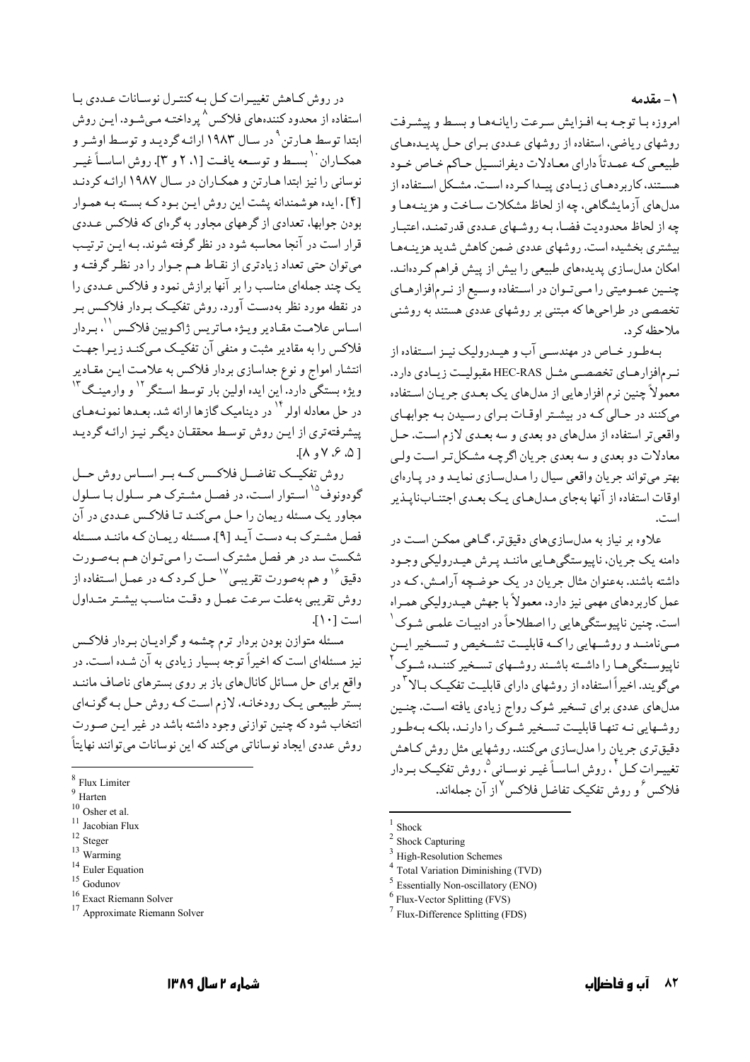## ۱- مقدمه

امروزه بـا توجـه بـه افـزایش سـرعت رایانـه‌هـا و بسـط و پیشـرفت روشهای ریاضی، استفاده از روشهای عـددی بـرای حـل پدیـده‌هـای طبیعی که عمـدتاً دارای معـادلات دیفرانسـیل حـاکم خـاص خـود هسـتند، کاربردهـای زیـادی پیـدا کـرده اسـت. مشـکل اسـتفاده از مدلهای آزمایشگاهی، چه از لحاظ مشکلات سـاخت و هزینـه‌هـا و چه از لحاظ محدودیت فضـا، بـه روشـهای عـددی قدرتمنـد، اعتبـار بیشتری بخشیده است. روشهای عددی ضمن کاهش شدید هزینـه‌هـا امکان مدل‌سازی پدیده‌های طبیعی را بیش از پیش فراهم کـرده‌انـد. چنـین عمـومیتی را مـی‌تـوان در اسـتفاده وسـیع از نـرم‌افزارهـای تخصصی در طراحی‌ها که مبتنی بر روشهای عددی هستند به روشنی ملاحظه کرد.

بـه‌طـور خـاص در مهندسـی آب و هیـدرولیک نیـز اسـتفاده از نـرم‌افزارهـای تخصصـی مثـل HEC-RAS مقبولیـت زیـادی دارد. معمولاً چنین نرم افزارهایی از مدلهای یک بعـدی جریـان اسـتفاده می‌کنند در حـالی کـه در بیشـتر اوقـات بـرای رسـیدن بـه جوابهـای واقعی‌تر استفاده از مدلهای دو بعدی و سه بعـدی لازم اسـت. حـل معادلات دو بعدی و سه بعدی جریان اگرچـه مشـکل‌تـر اسـت ولـی بهتر می‌تواند جریان واقعی سیال را مـدل‌سـازی نمایـد و در پـاره‌ای اوقات استفاده از آنها به‌جای مـدل‌هـای یـک بعـدی اجتنـاب‌ناپـذیر است.

علاوه بر نیاز به مدل‌سازی‌های دقیق‌تر، گـاهی ممکـن اسـت در دامنه یک جریان، ناپیوستگی‌هـایی ماننـد پـرش هیـدرولیکی وجـود داشته باشند. به‌عنوان مثال جریان در یک حوضچه آرامـش، کـه در عمل کاربردهای مهمی نیز دارد، معمولاً با جهش هیـدرولیکی همـراه است. چنین ناپیوستگی‌هایی را اصطلاحاً در ادبیـات علمـی شـوک[1] مـی‌نامنـد و روشـهایی راکـه قابلیـت تشـخیص و تسـخیر ایـن ناپیوسـتگی‌هـا را داشـته باشـند روشـهای تسـخیر کننـده شـوک[2] می‌گویند. اخیراً استفاده از روشهای دارای قابلیـت تفکیـک بـالا[3] در مدلهای عددی برای تسخیر شوک رواج زیادی یافته است. چنـین روشـهایی نـه تنهـا قابلیـت تسـخیر شـوک را دارنـد، بلکـه بـه‌طـور دقیق‌تری جریان را مدل‌سازی می‌کنند. روشهایی مثل روش کـاهش تغییـرات کـل[4]، روش اساسـاً غیـر نوسـانی[5]، روش تفکیـک بـردار فلاکس[6] و روش تفکیک تفاضل فلاکس[7] از آن جمله‌اند.

در روش کـاهش تغییـرات کـل بـه کنتـرل نوسـانات عـددی بـا استفاده از محدود کننده‌های فلاکس[8] پرداختـه مـی‌شـود. ایـن روش ابتدا توسط هـارتن[9] در سـال ۱۹۸۳ ارائـه گردیـد و توسـط اوشـر و همکـاران[10] بسـط و توسـعه یافـت [۱، ۲ و ۳]. روش اساسـاً غیـر نوسانی را نیز ابتدا هـارتن و همکـاران در سـال ۱۹۸۷ ارائـه کردنـد [۴]. ایده هوشمندانه پشت این روش ایـن بـود کـه بسـته بـه همـوار بودن جوابها، تعدادی از گرههای مجاور به گره‌ای که فلاکس عـددی قرار است در آنجا محاسبه شود در نظر گرفته شوند. بـه ایـن ترتیـب می‌توان حتی تعداد زیادتری از نقـاط هـم جـوار را در نظـر گرفتـه و یک چند جمله‌ای مناسب را بر آنها برازش نمود و فلاکس عـددی را در نقطه مورد نظر به‌دست آورد. روش تفکیـک بـردار فلاکـس بـر اسـاس علامـت مقـادیر ویـژه مـاتریس ژاکـوبین فلاکـس[11]، بـردار فلاکس را به مقادیر مثبت و منفی آن تفکیک مـی‌کنـد زیـرا جهـت انتشار امواج و نوع جداسازی بردار فلاکس به علامـت ایـن مقـادیر ویژه بستگی دارد. این ایده اولین بار توسط اسـتگر[12] و وارمینـگ[13] در حل معادله اولر[14] در دینامیک گازها ارائه شد. بعـدها نمونـه‌هـای پیشرفته‌تری از ایـن روش توسـط محققـان دیگـر نیـز ارائـه گردیـد [۵، ۶، ۷ و ۸].

روش تفکیـک تفاضـل فلاکـس کـه بـر اسـاس روش حـل گودونوف[15] اسـتوار اسـت، در فصـل مشـترک هـر سـلول بـا سـلول مجاور یک مسئله ریمان را حل مـی‌کنـد تـا فلاکـس عـددی در آن فصل مشـترک بـه دسـت آیـد [۹]. مسـئله ریمـان کـه ماننـد مسـئله شکست سد در هر فصل مشترک اسـت را مـی‌تـوان هـم بـه‌صـورت دقیق[16] و هم به‌صورت تقریبـی[17] حـل کـرد کـه در عمـل اسـتفاده از روش تقریبی به‌علت سرعت عمـل و دقـت مناسـب بیشـتر متـداول است [۱۰].

مسئله متوازن بودن بردار ترم چشمه و گرادیـان بـردار فلاکـس نیز مسئله‌ای است که اخیراً توجه بسیار زیادی به آن شـده اسـت. در واقع برای حل مسائل کانالهای باز بر روی بسترهای ناصاف ماننـد بستر طبیعـی یـک رودخانـه، لازم اسـت کـه روش حـل بـه گونـه‌ای انتخاب شود که چنین توازنی وجود داشته باشد در غیر ایـن صـورت روش عددی ایجاد نوساناتی می‌کند که این نوسانات می‌توانند نهایتاً

---

[1] Shock
[2] Shock Capturing
[3] High-Resolution Schemes
[4] Total Variation Diminishing (TVD)
[5] Essentially Non-oscillatory (ENO)
[6] Flux-Vector Splitting (FVS)
[7] Flux-Difference Splitting (FDS)
[8] Flux Limiter
[9] Harten
[10] Osher et al.
[11] Jacobian Flux
[12] Steger
[13] Warming
[14] Euler Equation
[15] Godunov
[16] Exact Riemann Solver
[17] Approximate Riemann Solver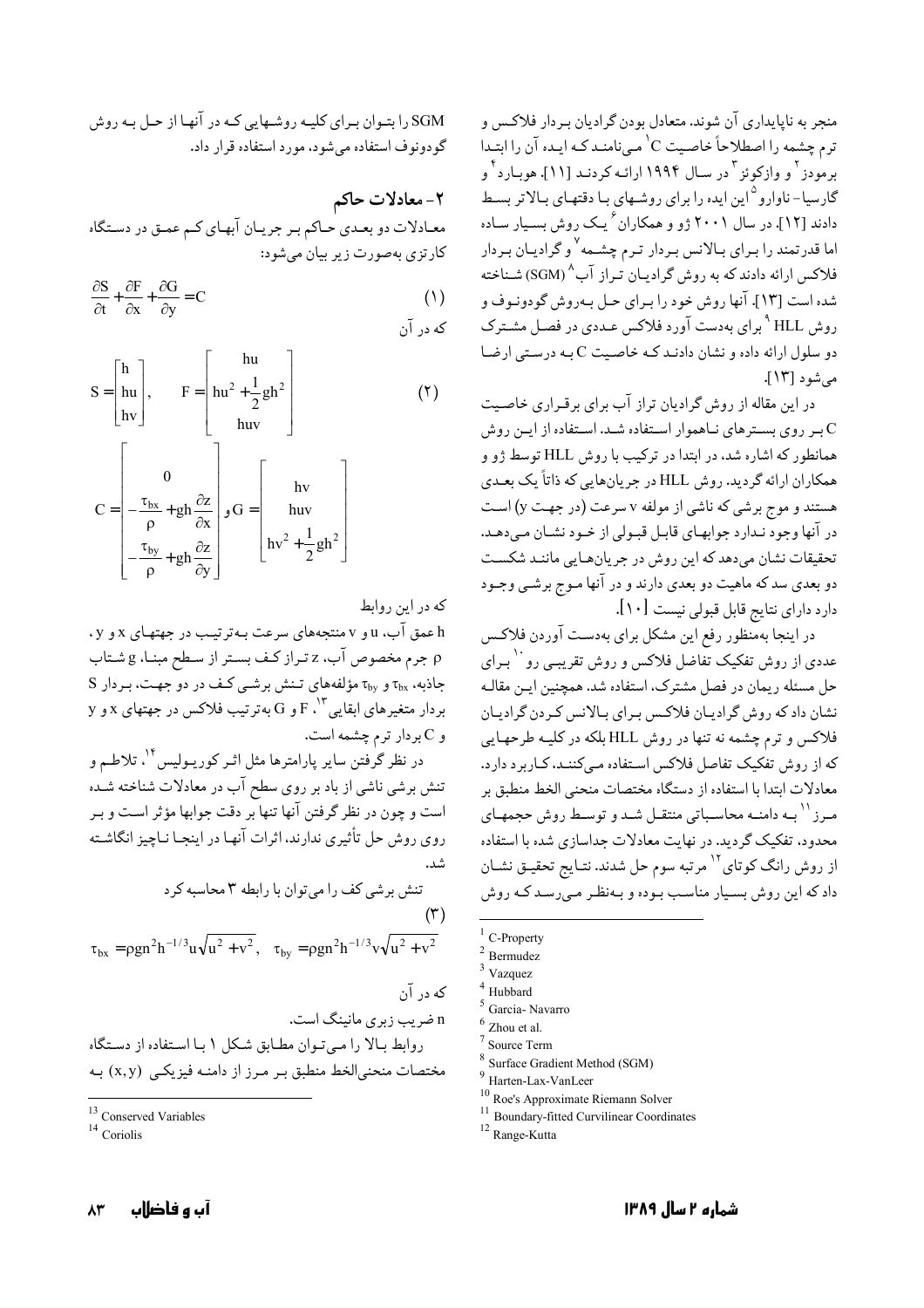منجر به ناپایداری آن شوند. متعادل بودن گرادیان بردار فلاکس و ترم چشمه را اصطلاحاً خاصیت C[1] می‌نامند که ایده آن را ابتدا برمودز[2] و وازکوئز[3] در سال ۱۹۹۴ ارائه کردند [۱۱]. هوبارد[4] و گارسیا- ناوارو[5] این ایده را برای روشهای با دقتهای بالاتر بسط دادند [۱۲]. در سال ۲۰۰۱ ژو و همکاران[6] یک روش بسیار ساده اما قدرتمند را برای بالانس بردار ترم چشمه[7] و گرادیان بردار فلاکس ارائه دادند که به روش گرادیان تراز آب[8] (SGM) شناخته شده است [۱۳]. آنها روش خود را برای حل به‌روش گودونوف و روش HLL[9] برای به‌دست آورد فلاکس عددی در فصل مشترک دو سلول ارائه داده و نشان دادند که خاصیت C به درستی ارضا می‌شود [۱۳].

در این مقاله از روش گرادیان تراز آب برای برقراری خاصیت C بر روی بسترهای ناهموار استفاده شد. استفاده از این روش همانطور که اشاره شد، در ابتدا در ترکیب با روش HLL توسط ژو و همکاران ارائه گردید. روش HLL در جریان‌هایی که ذاتاً یک بعدی هستند و موج برشی که ناشی از مولفه v سرعت (در جهت y) است در آنها وجود ندارد جوابهای قابل قبولی از خود نشان می‌دهد. تحقیقات نشان می‌دهد که این روش در جریان‌هایی مانند شکست دو بعدی سد که ماهیت دو بعدی دارند و در آنها موج برشی وجود دارد دارای نتایج قابل قبولی نیست [۱۰].

در اینجا به‌منظور رفع این مشکل برای به‌دست آوردن فلاکس عددی از روش تفکیک تفاضل فلاکس و روش تقریبی رو[10] برای حل مسئله ریمان در فصل مشترک، استفاده شد. همچنین این مقاله نشان داد که روش گرادیان فلاکس برای بالانس کردن گرادیان فلاکس و ترم چشمه نه تنها در روش HLL بلکه در کلیه طرحهایی که از روش تفکیک تفاضل فلاکس استفاده می‌کنند، کاربرد دارد. معادلات ابتدا با استفاده از دستگاه مختصات منحنی الخط منطبق بر مرز[11] به دامنه محاسباتی منتقل شد و توسط روش حجمهای محدود، تفکیک گردید. در نهایت معادلات جداسازی شده با استفاده از روش رانگ کوتای[12] مرتبه سوم حل شدند. نتایج تحقیق نشان داد که این روش بسیار مناسب بوده و به‌نظر می‌رسد که روش SGM را بتوان برای کلیه روشهایی که در آنها از حل به روش گودونوف استفاده می‌شود، مورد استفاده قرار داد.

## ۲- معادلات حاکم

معادلات دو بعدی حاکم بر جریان آبهای کم عمق در دستگاه کارتزی به‌صورت زیر بیان می‌شود:

$$\frac{\partial S}{\partial t}+\frac{\partial F}{\partial x}+\frac{\partial G}{\partial y}=C \qquad (1)$$

که در آن

$$S=\begin{bmatrix} h \\ hu \\ hv \end{bmatrix}, \quad F=\begin{bmatrix} hu \\ hu^2+\frac{1}{2}gh^2 \\ huv \end{bmatrix} \qquad (2)$$

$$C=\begin{bmatrix} 0 \\ -\frac{\tau_{bx}}{\rho}+gh\frac{\partial z}{\partial x} \\ -\frac{\tau_{by}}{\rho}+gh\frac{\partial z}{\partial y} \end{bmatrix} \text{ و } G=\begin{bmatrix} hv \\ huv \\ hv^2+\frac{1}{2}gh^2 \end{bmatrix}$$

که در این روابط

h عمق آب، u و v منتجه‌های سرعت به‌ترتیب در جهتهای x و y، ρ جرم مخصوص آب، z تراز کف بستر از سطح مبنا، g شتاب جاذبه، $\tau_{bx}$ و $\tau_{by}$ مؤلفه‌های تنش برشی کف در دو جهت، بردار S بردار متغیرهای ابقایی[13]، F و G به‌ترتیب بردار فلاکس در جهتهای x و y و C بردار ترم چشمه است.

در نظر گرفتن سایر پارامترها مثل اثر کوریولیس[14]، تلاطم و تنش برشی ناشی از باد بر روی سطح آب در معادلات شناخته شده است و چون در نظر گرفتن آنها تنها بر دقت جوابها مؤثر است و بر روی روش حل تأثیری ندارند، اثرات آنها در اینجا ناچیز انگاشته شد.

تنش برشی کف را می‌توان با رابطه ۳ محاسبه کرد

$$\tau_{bx}=\rho g n^2 h^{-1/3} u\sqrt{u^2+v^2}, \quad \tau_{by}=\rho g n^2 h^{-1/3} v\sqrt{u^2+v^2} \qquad (3)$$

که در آن

n ضریب زبری مانینگ است.

روابط بالا را می‌توان مطابق شکل ۱ با استفاده از دستگاه مختصات منحنی‌الخط منطبق بر مرز از دامنه فیزیکی (x,y) به

---

[1] C-Property
[2] Bermudez
[3] Vazquez
[4] Hubbard
[5] Garcia- Navarro
[6] Zhou et al.
[7] Source Term
[8] Surface Gradient Method (SGM)
[9] Harten-Lax-VanLeer
[10] Roe's Approximate Riemann Solver
[11] Boundary-fitted Curvilinear Coordinates
[12] Range-Kutta
[13] Conserved Variables
[14] Coriolis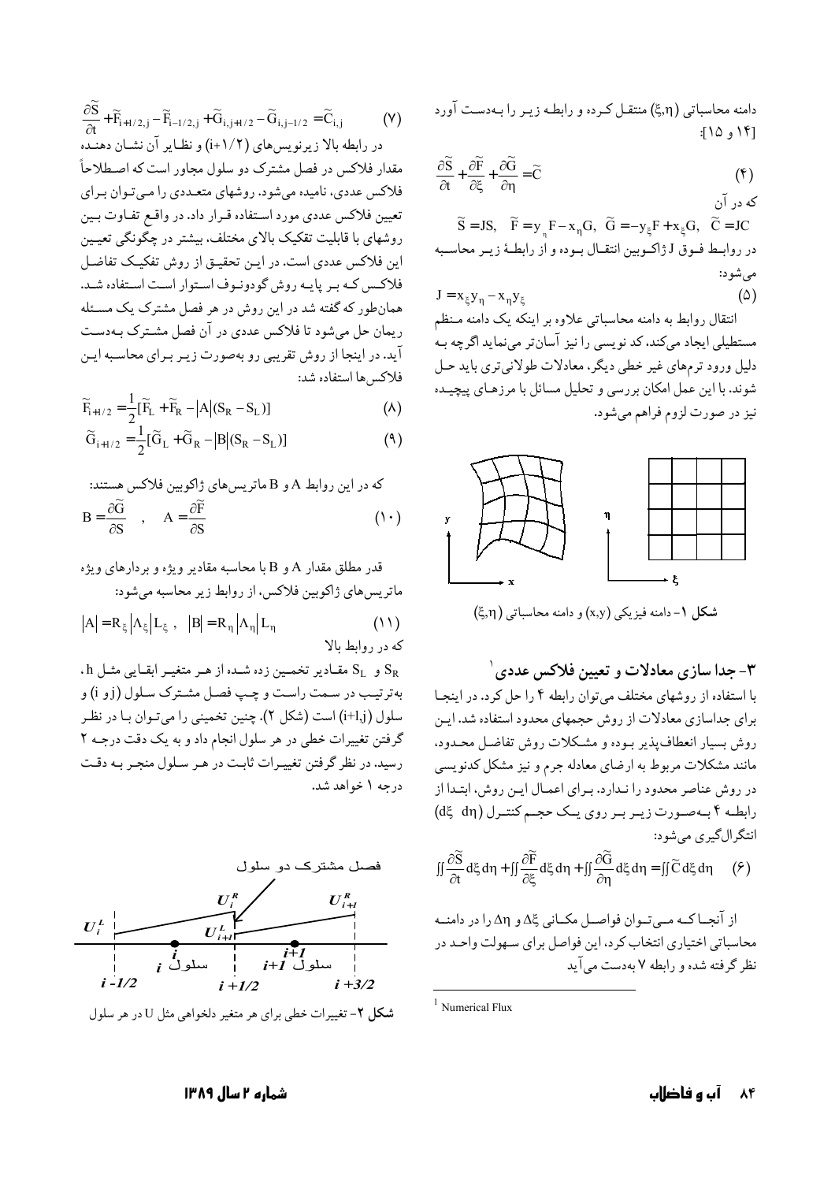دامنه محاسباتی $(\xi,\eta)$ منتقل کرده و رابطه زیر را به‌دست آورد [۱۴ و ۱۵]:

$$\frac{\partial \tilde{S}}{\partial t}+\frac{\partial \tilde{F}}{\partial \xi}+\frac{\partial \tilde{G}}{\partial \eta}=\tilde{C} \tag{۴}$$

که در آن

$$\tilde{S}=JS,\quad \tilde{F}=y_{\eta}F-x_{\eta}G,\quad \tilde{G}=-y_{\xi}F+x_{\xi}G,\quad \tilde{C}=JC$$

در روابط فوق J ژاکوبین انتقال بوده و از رابطهٔ زیر محاسبه می‌شود:

$$J=x_{\xi}y_{\eta}-x_{\eta}y_{\xi} \tag{۵}$$

انتقال روابط به دامنه محاسباتی علاوه بر اینکه یک دامنه منظم مستطیلی ایجاد می‌کند، کد نویسی را نیز آسان‌تر می‌نماید اگرچه به دلیل ورود ترم‌های غیر خطی دیگر، معادلات طولانی‌تری باید حل شوند. با این عمل امکان بررسی و تحلیل مسائل با مرزهای پیچیده نیز در صورت لزوم فراهم می‌شود.

**شکل ۱**- دامنه فیزیکی $(x,y)$ و دامنه محاسباتی $(\xi,\eta)$

## ۳- جدا سازی معادلات و تعیین فلاکس عددی[1]

با استفاده از روشهای مختلف می‌توان رابطه ۴ را حل کرد. در اینجا برای جداسازی معادلات از روش حجمهای محدود استفاده شد. این روش بسیار انعطاف‌پذیر بوده و مشکلات روش تفاضل محدود، مانند مشکلات مربوط به ارضای معادله جرم و نیز مشکل کدنویسی در روش عناصر محدود را ندارد. برای اعمال این روش، ابتدا از رابطه ۴ به‌صورت زیر بر روی یک حجم کنترل $(d\xi\ \ d\eta)$ انتگرال‌گیری می‌شود:

$$\iint\frac{\partial \tilde{S}}{\partial t}d\xi d\eta+\iint\frac{\partial \tilde{F}}{\partial \xi}d\xi d\eta+\iint\frac{\partial \tilde{G}}{\partial \eta}d\xi d\eta=\iint\tilde{C}\,d\xi d\eta \tag{۶}$$

از آنجا که می‌توان فواصل مکانی $\Delta\xi$ و $\Delta\eta$ را در دامنه محاسباتی اختیاری انتخاب کرد، این فواصل برای سهولت واحد در نظر گرفته شده و رابطه ۷ به‌دست می‌آید

$$\frac{\partial \tilde{S}}{\partial t}+\tilde{F}_{i+1/2,j}-\tilde{F}_{i-1/2,j}+\tilde{G}_{i,j+1/2}-\tilde{G}_{i,j-1/2}=\tilde{C}_{i,j} \tag{۷}$$

در رابطه بالا زیرنویس‌های $(i+1/2)$ و نظایر آن نشان دهنده مقدار فلاکس در فصل مشترک دو سلول مجاور است که اصطلاحاً فلاکس عددی، نامیده می‌شود. روشهای متعددی را می‌توان برای تعیین فلاکس عددی مورد استفاده قرار داد. در واقع تفاوت بین روشهای با قابلیت تفکیک بالای مختلف، بیشتر در چگونگی تعیین این فلاکس عددی است. در این تحقیق از روش تفکیک تفاضل فلاکس که بر پایه روش گودونوف استوار است استفاده شد. همان‌طور که گفته شد در این روش در هر فصل مشترک یک مسئله ریمان حل می‌شود تا فلاکس عددی در آن فصل مشترک به‌دست آید. در اینجا از روش تقریبی رو به‌صورت زیر برای محاسبه این فلاکس‌ها استفاده شد:

$$\tilde{F}_{i+1/2}=\frac{1}{2}[\tilde{F}_{L}+\tilde{F}_{R}-|A|(S_{R}-S_{L})] \tag{۸}$$

$$\tilde{G}_{i+1/2}=\frac{1}{2}[\tilde{G}_{L}+\tilde{G}_{R}-|B|(S_{R}-S_{L})] \tag{۹}$$

که در این روابط A و B ماتریس‌های ژاکوبین فلاکس هستند:

$$B=\frac{\partial \tilde{G}}{\partial S}\quad,\quad A=\frac{\partial \tilde{F}}{\partial S} \tag{۱۰}$$

قدر مطلق مقدار A و B با محاسبه مقادیر ویژه و بردارهای ویژه ماتریس‌های ژاکوبین فلاکس، از روابط زیر محاسبه می‌شود:

$$|A|=R_{\xi}|\Lambda_{\xi}|L_{\xi}\ ,\quad |B|=R_{\eta}|\Lambda_{\eta}|L_{\eta} \tag{۱۱}$$

که در روابط بالا

$S_R$ و $S_L$ مقادیر تخمین زده شده از هر متغیر ابقایی مثل h، به‌ترتیب در سمت راست و چپ فصل مشترک سلول (i و j) و سلول (i+1,j) است (شکل ۲). چنین تخمینی را می‌توان با در نظر گرفتن تغییرات خطی در هر سلول انجام داد و به یک دقت درجه ۲ رسید. در نظر گرفتن تغییرات ثابت در هر سلول منجر به دقت درجه ۱ خواهد شد.

**شکل ۲**- تغییرات خطی برای هر متغیر دلخواهی مثل U در هر سلول

---

[1] Numerical Flux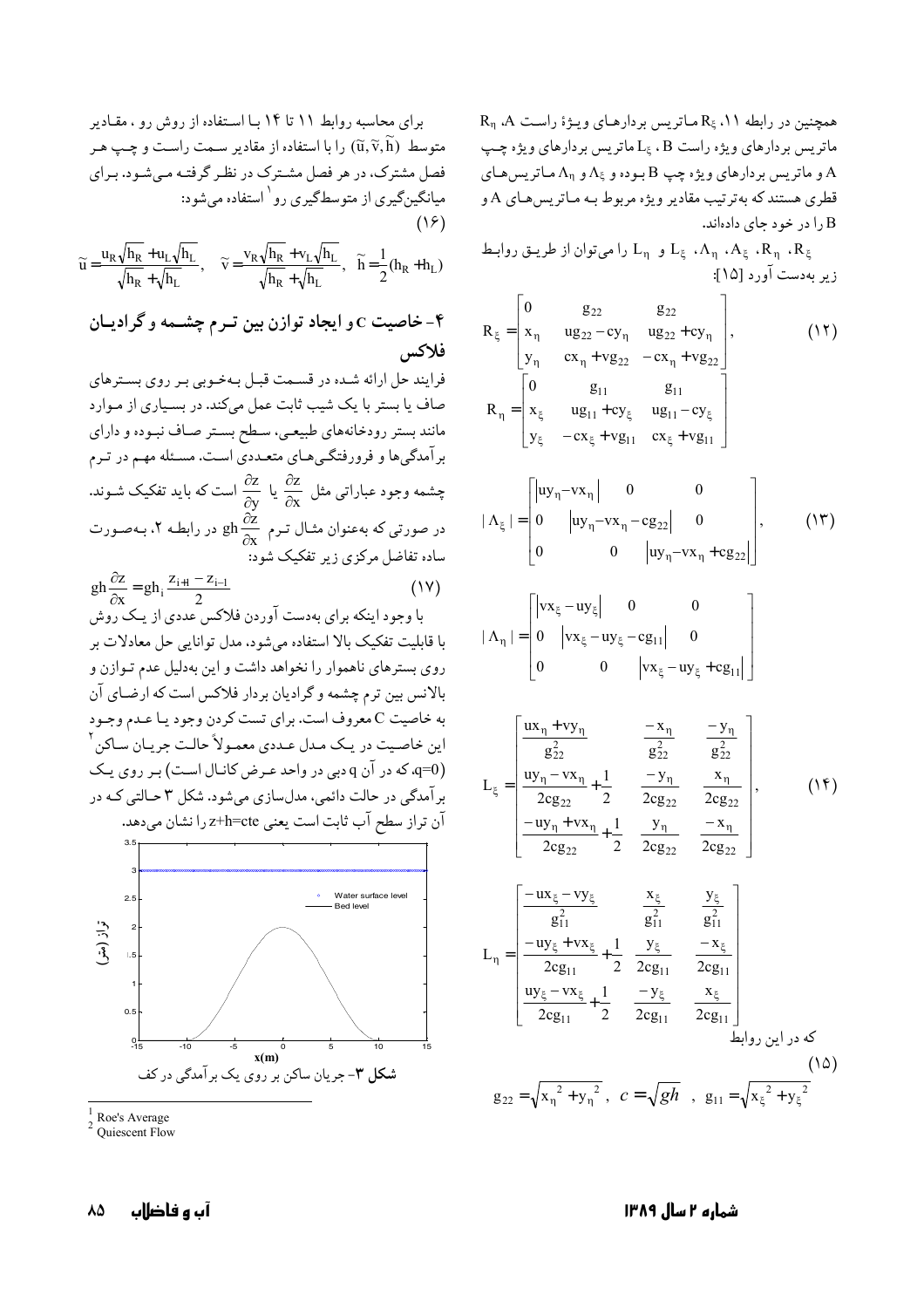همچنین در رابطه ۱۱، $R_\xi$ ماتریس بردارهای ویژهٔ راست $R_\eta$ ،A، ماتریس بردارهای ویژه راست B، $L_\xi$ ماتریس بردارهای ویژه چپ A و ماتریس بردارهای ویژه چپ B بوده و $\Lambda_\xi$ و $\Lambda_\eta$ ماتریس‌های قطری هستند که به‌ترتیب مقادیر ویژه مربوط به ماتریس‌های A و B را در خود جای داده‌اند.

$R_\xi$، $R_\eta$، $\Lambda_\xi$، $\Lambda_\eta$، $L_\xi$ و $L_\eta$ را می‌توان از طریق روابط زیر به‌دست آورد [۱۵]:

$$R_\xi = \begin{bmatrix} 0 & g_{22} & g_{22} \\ x_\eta & ug_{22} - cy_\eta & ug_{22} + cy_\eta \\ y_\eta & cx_\eta + vg_{22} & -cx_\eta + vg_{22} \end{bmatrix}, \qquad (۱۲)$$

$$R_\eta = \begin{bmatrix} 0 & g_{11} & g_{11} \\ x_\xi & ug_{11} + cy_\xi & ug_{11} - cy_\xi \\ y_\xi & -cx_\xi + vg_{11} & cx_\xi + vg_{11} \end{bmatrix}$$

$$|\Lambda_\xi| = \begin{bmatrix} |uy_\eta - vx_\eta| & 0 & 0 \\ 0 & |uy_\eta - vx_\eta - cg_{22}| & 0 \\ 0 & 0 & |uy_\eta - vx_\eta + cg_{22}| \end{bmatrix}, \qquad (۱۳)$$

$$|\Lambda_\eta| = \begin{bmatrix} |vx_\xi - uy_\xi| & 0 & 0 \\ 0 & |vx_\xi - uy_\xi - cg_{11}| & 0 \\ 0 & 0 & |vx_\xi - uy_\xi + cg_{11}| \end{bmatrix}$$

$$L_\xi = \begin{bmatrix} \dfrac{ux_\eta + vy_\eta}{g_{22}^2} & \dfrac{-x_\eta}{g_{22}^2} & \dfrac{-y_\eta}{g_{22}^2} \\ \dfrac{uy_\eta - vx_\eta}{2cg_{22}} + \dfrac{1}{2} & \dfrac{-y_\eta}{2cg_{22}} & \dfrac{x_\eta}{2cg_{22}} \\ \dfrac{-uy_\eta + vx_\eta}{2cg_{22}} + \dfrac{1}{2} & \dfrac{y_\eta}{2cg_{22}} & \dfrac{-x_\eta}{2cg_{22}} \end{bmatrix}, \qquad (۱۴)$$

$$L_\eta = \begin{bmatrix} \dfrac{-ux_\xi - vy_\xi}{g_{11}^2} & \dfrac{x_\xi}{g_{11}^2} & \dfrac{y_\xi}{g_{11}^2} \\ \dfrac{-uy_\xi + vx_\xi}{2cg_{11}} + \dfrac{1}{2} & \dfrac{y_\xi}{2cg_{11}} & \dfrac{-x_\xi}{2cg_{11}} \\ \dfrac{uy_\xi - vx_\xi}{2cg_{11}} + \dfrac{1}{2} & \dfrac{-y_\xi}{2cg_{11}} & \dfrac{x_\xi}{2cg_{11}} \end{bmatrix}$$

که در این روابط

$$g_{22} = \sqrt{x_\eta^2 + y_\eta^2}, \quad c = \sqrt{gh}, \quad g_{11} = \sqrt{x_\xi^2 + y_\xi^2} \qquad (۱۵)$$

برای محاسبه روابط ۱۱ تا ۱۴ با استفاده از روش رو، مقادیر متوسط $(\tilde{u}, \tilde{v}, \tilde{h})$ را با استفاده از مقادیر سمت راست و چپ هر فصل مشترک، در هر فصل مشترک در نظر گرفته می‌شود. برای میانگین‌گیری از متوسط‌گیری رو[1] استفاده می‌شود:

$$\tilde{u} = \frac{u_R\sqrt{h_R} + u_L\sqrt{h_L}}{\sqrt{h_R} + \sqrt{h_L}}, \quad \tilde{v} = \frac{v_R\sqrt{h_R} + v_L\sqrt{h_L}}{\sqrt{h_R} + \sqrt{h_L}}, \quad \tilde{h} = \frac{1}{2}(h_R + h_L) \qquad (۱۶)$$

## ۴- خاصیت C و ایجاد توازن بین ترم چشمه و گرادیان فلاکس

فرایند حل ارائه شده در قسمت قبل به‌خوبی بر روی بسترهای صاف یا بستر با یک شیب ثابت عمل می‌کند. در بسیاری از موارد مانند بستر رودخانه‌های طبیعی، سطح بستر صاف نبوده و دارای برآمدگی‌ها و فرورفتگی‌های متعددی است. مسئله مهم در ترم چشمه وجود عباراتی مثل $\frac{\partial z}{\partial y}$ یا $\frac{\partial z}{\partial x}$ است که باید تفکیک شوند. در صورتی که به‌عنوان مثال ترم $gh\frac{\partial z}{\partial x}$ در رابطه ۲، به‌صورت ساده تفاضل مرکزی زیر تفکیک شود:

$$gh\frac{\partial z}{\partial x} = gh_i\frac{z_{i+1} - z_{i-1}}{2} \qquad (۱۷)$$

با وجود اینکه برای به‌دست آوردن فلاکس عددی از یک روش با قابلیت تفکیک بالا استفاده می‌شود، مدل توانایی حل معادلات بر روی بسترهای ناهموار را نخواهد داشت و این به‌دلیل عدم توازن و بالانس بین ترم چشمه و گرادیان بردار فلاکس است که ارضای آن به خاصیت C معروف است. برای تست کردن وجود یا عدم وجود این خاصیت در یک مدل عددی معمولاً حالت جریان ساکن[2] (q=0، که در آن q دبی در واحد عرض کانال است) بر روی یک برآمدگی در حالت دائمی، مدل‌سازی می‌شود. شکل ۳ حالتی که در آن تراز سطح آب ثابت است یعنی z+h=cte را نشان می‌دهد.

**شکل ۳**- جریان ساکن بر روی یک برآمدگی در کف

---
[1] Roe's Average
[2] Quiescent Flow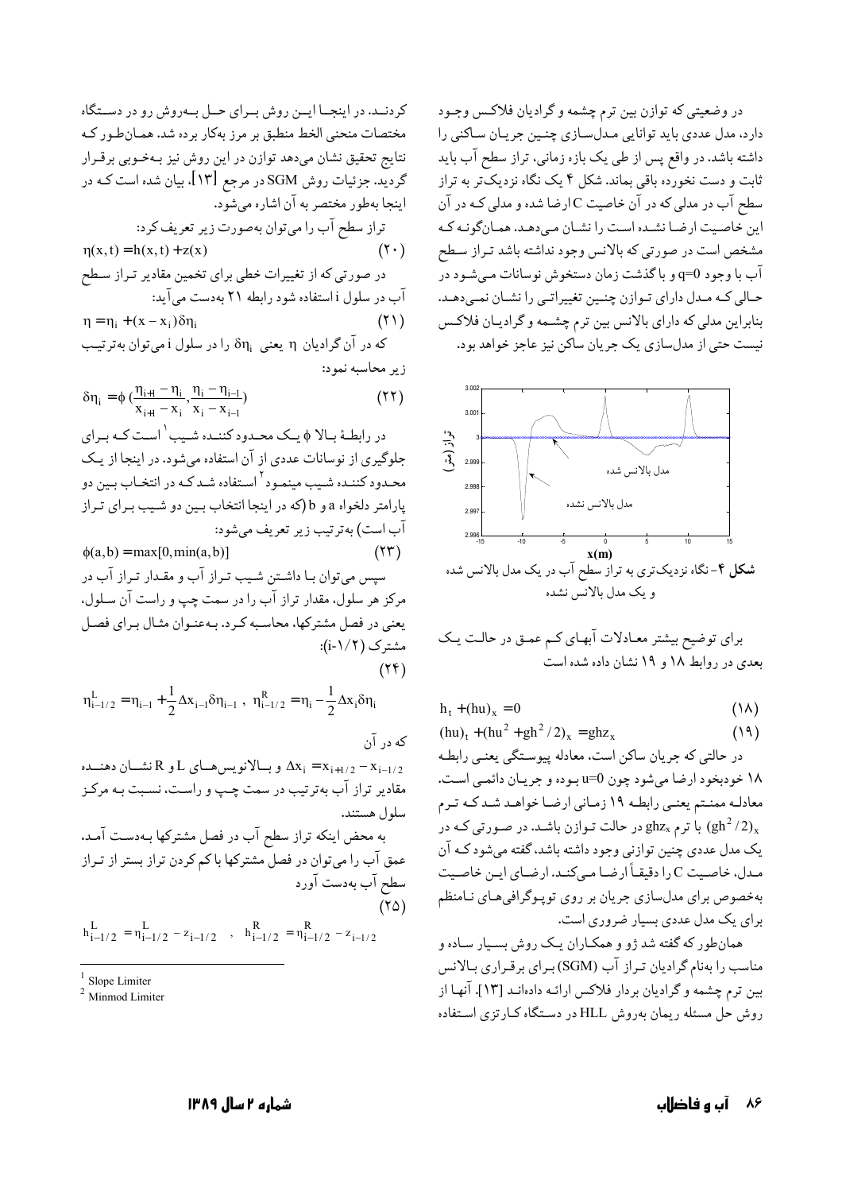در وضعیتی که توازن بین ترم چشمه و گرادیان فلاکس وجود دارد، مدل عددی باید توانایی مدل‌سازی چنین جریان ساکنی را داشته باشد. در واقع پس از طی یک بازه زمانی، تراز سطح آب باید ثابت و دست نخورده باقی بماند. شکل ۴ یک نگاه نزدیک‌تر به تراز سطح آب در مدلی که در آن خاصیت C ارضا شده و مدلی که در آن این خاصیت ارضا نشده است را نشان می‌دهد. همان‌گونه که مشخص است در صورتی که بالانس وجود نداشته باشد تراز سطح آب با وجود q=0 و با گذشت زمان دستخوش نوسانات می‌شود در حالی که مدل دارای توازن چنین تغییراتی را نشان نمی‌دهد. بنابراین مدلی که دارای بالانس بین ترم چشمه و گرادیان فلاکس نیست حتی از مدل‌سازی یک جریان ساکن نیز عاجز خواهد بود.

**شکل ۴**- نگاه نزدیک‌تری به تراز سطح آب در یک مدل بالانس شده و یک مدل بالانس نشده

برای توضیح بیشتر معادلات آبهای کم عمق در حالت یک بعدی در روابط ۱۸ و ۱۹ نشان داده شده است

$$h_t + (hu)_x = 0 \qquad (18)$$

$$(hu)_t + (hu^2 + gh^2/2)_x = ghz_x \qquad (19)$$

در حالتی که جریان ساکن است، معادله پیوستگی یعنی رابطه ۱۸ خودبخود ارضا می‌شود چون u=0 بوده و جریان دائمی است. معادله ممنتم یعنی رابطه ۱۹ زمانی ارضا خواهد شد که ترم $(gh^2/2)_x$ با ترم $ghz_x$ در حالت توازن باشد. در صورتی که در یک مدل عددی چنین توازنی وجود داشته باشد، گفته می‌شود که آن مدل، خاصیت C را دقیقاً ارضا می‌کند. ارضای این خاصیت به‌خصوص برای مدل‌سازی جریان بر روی توپوگرافی‌های نامنظم برای یک مدل عددی بسیار ضروری است.

همان‌طور که گفته شد ژو و همکاران یک روش بسیار ساده و مناسب را به‌نام گرادیان تراز آب (SGM) برای برقراری بالانس بین ترم چشمه و گرادیان بردار فلاکس ارائه داده‌اند [۱۳]. آنها از روش حل مسئله ریمان به‌روش HLL در دستگاه کارتزی استفاده کردند. در اینجا این روش برای حل به‌روش رو در دستگاه مختصات منحنی الخط منطبق بر مرز به‌کار برده شد. همان‌طور که نتایج تحقیق نشان می‌دهد توازن در این روش نیز به‌خوبی برقرار گردید. جزئیات روش SGM در مرجع [۱۳]، بیان شده است که در اینجا به‌طور مختصر به آن اشاره می‌شود.

تراز سطح آب را می‌توان به‌صورت زیر تعریف کرد:

$$\eta(x,t) = h(x,t) + z(x) \qquad (20)$$

در صورتی که از تغییرات خطی برای تخمین مقادیر تراز سطح آب در سلول i استفاده شود رابطه ۲۱ به‌دست می‌آید:

$$\eta = \eta_i + (x - x_i)\delta\eta_i \qquad (21)$$

که در آن گرادیان η یعنی $\delta\eta_i$ را در سلول i می‌توان به‌ترتیب زیر محاسبه نمود:

$$\delta\eta_i = \phi\left(\frac{\eta_{i+1} - \eta_i}{x_{i+1} - x_i}, \frac{\eta_i - \eta_{i-1}}{x_i - x_{i-1}}\right) \qquad (22)$$

در رابطهٔ بالا ϕ یک محدود کننده شیب[1] است که برای جلوگیری از نوسانات عددی از آن استفاده می‌شود. در اینجا از یک محدود کننده شیب مینمود[2] استفاده شد که در انتخاب بین دو پارامتر دلخواه a و b (که در اینجا انتخاب بین دو شیب برای تراز آب است) به‌ترتیب زیر تعریف می‌شود:

$$\phi(a,b) = \max[0, \min(a,b)] \qquad (23)$$

سپس می‌توان با داشتن شیب تراز آب و مقدار تراز آب در مرکز هر سلول، مقدار تراز آب را در سمت چپ و راست آن سلول، یعنی در فصل مشترکها، محاسبه کرد. به‌عنوان مثال برای فصل مشترک (i-۱/۲):

(۲۴)

$$\eta^L_{i-1/2} = \eta_{i-1} + \frac{1}{2}\Delta x_{i-1}\delta\eta_{i-1}\ ,\ \eta^R_{i-1/2} = \eta_i - \frac{1}{2}\Delta x_i\delta\eta_i$$

که در آن

$\Delta x_i = x_{i+1/2} - x_{i-1/2}$ و بالانویس‌های L و R نشان دهنده مقادیر تراز آب به‌ترتیب در سمت چپ و راست، نسبت به مرکز سلول هستند.

به محض اینکه تراز سطح آب در فصل مشترکها به‌دست آمد، عمق آب را می‌توان در فصل مشترکها با کم کردن تراز بستر از تراز سطح آب به‌دست آورد

(۲۵)

$$h^L_{i-1/2} = \eta^L_{i-1/2} - z_{i-1/2}\quad ,\quad h^R_{i-1/2} = \eta^R_{i-1/2} - z_{i-1/2}$$

---

[1] Slope Limiter

[2] Minmod Limiter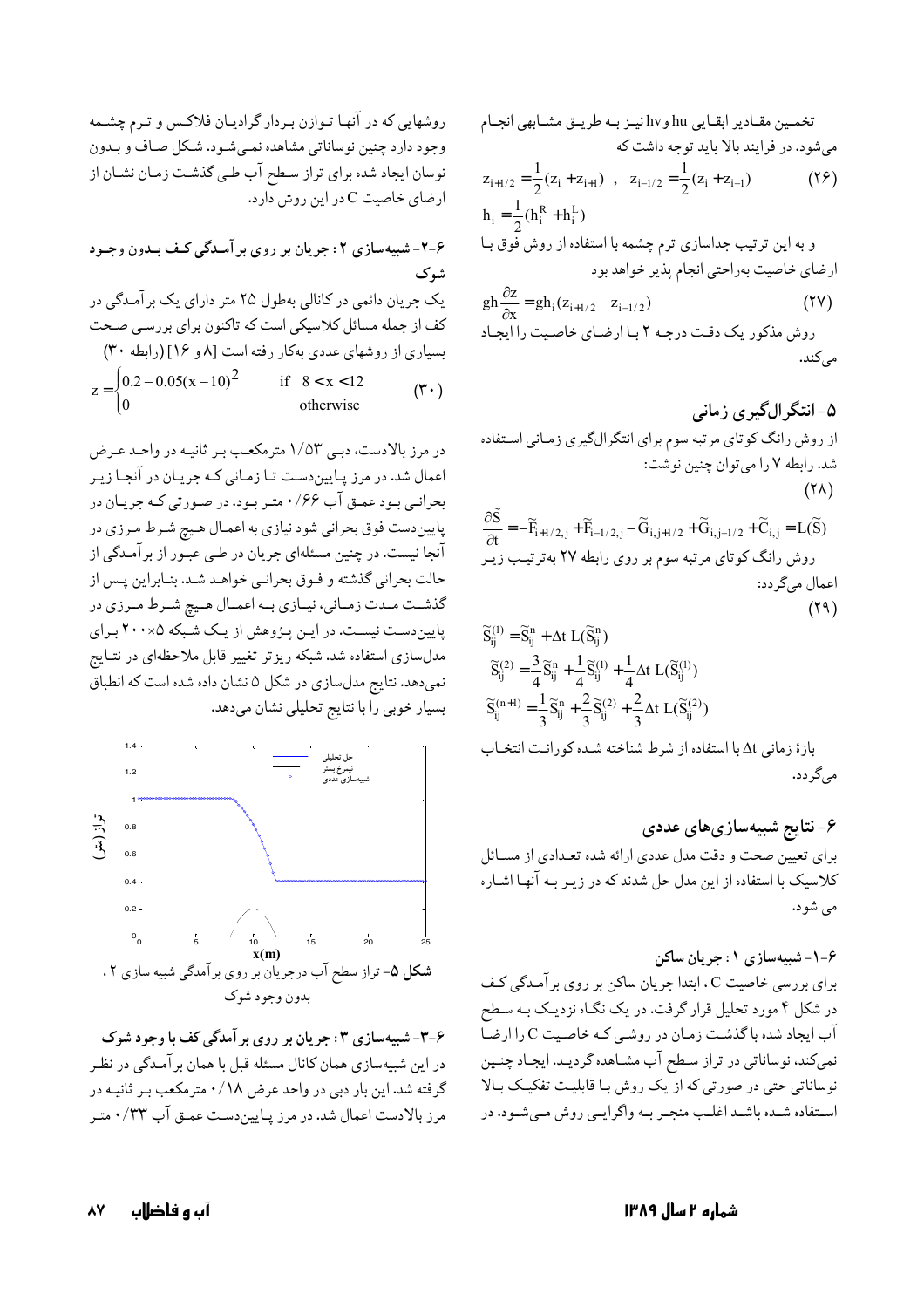تخمین مقادیر ابقایی hu و hv نیز به طریق مشابهی انجام می‌شود. در فرایند بالا باید توجه داشت که

$$z_{i+1/2} = \frac{1}{2}(z_i + z_{i+1}) \ , \ \ z_{i-1/2} = \frac{1}{2}(z_i + z_{i-1}) \qquad (۲۶)$$
$$h_i = \frac{1}{2}(h_i^R + h_i^L)$$

و به این ترتیب جداسازی ترم چشمه با استفاده از روش فوق با ارضای خاصیت به‌راحتی انجام پذیر خواهد بود

$$gh\frac{\partial z}{\partial x} = gh_i(z_{i+1/2} - z_{i-1/2}) \qquad (۲۷)$$

روش مذکور یک دقت درجه ۲ با ارضای خاصیت را ایجاد می‌کند.

## ۵- انتگرال‌گیری زمانی

از روش رانگ کوتای مرتبه سوم برای انتگرال‌گیری زمانی استفاده شد. رابطه ۷ را می‌توان چنین نوشت:

$$\frac{\partial \widetilde{S}}{\partial t} = -\widetilde{F}_{i+1/2,j} + \widetilde{F}_{i-1/2,j} - \widetilde{G}_{i,j+1/2} + \widetilde{G}_{i,j-1/2} + \widetilde{C}_{i,j} = L(\widetilde{S}) \qquad (۲۸)$$

روش رانگ کوتای مرتبه سوم بر روی رابطه ۲۷ به‌ترتیب زیر اعمال می‌گردد:

$$\widetilde{S}_{ij}^{(1)} = \widetilde{S}_{ij}^{n} + \Delta t \ L(\widetilde{S}_{ij}^{n})$$
$$\widetilde{S}_{ij}^{(2)} = \frac{3}{4}\widetilde{S}_{ij}^{n} + \frac{1}{4}\widetilde{S}_{ij}^{(1)} + \frac{1}{4}\Delta t \ L(\widetilde{S}_{ij}^{(1)}) \qquad (۲۹)$$
$$\widetilde{S}_{ij}^{(n+1)} = \frac{1}{3}\widetilde{S}_{ij}^{n} + \frac{2}{3}\widetilde{S}_{ij}^{(2)} + \frac{2}{3}\Delta t \ L(\widetilde{S}_{ij}^{(2)})$$

بازهٔ زمانی $\Delta t$ با استفاده از شرط شناخته شده کورانت انتخاب می‌گردد.

## ۶- نتایج شبیه‌سازی‌های عددی

برای تعیین صحت و دقت مدل عددی ارائه شده تعدادی از مسائل کلاسیک با استفاده از این مدل حل شدند که در زیر به آنها اشاره می شود.

### ۶-۱- شبیه‌سازی ۱: جریان ساکن

برای بررسی خاصیت C ، ابتدا جریان ساکن بر روی برآمدگی کف در شکل ۴ مورد تحلیل قرار گرفت. در یک نگاه نزدیک به سطح آب ایجاد شده باگذشت زمان در روشی که خاصیت C را ارضا نمی‌کند، نوساناتی در تراز سطح آب مشاهده گردید. ایجاد چنین نوساناتی حتی در صورتی که از یک روش با قابلیت تفکیک بالا استفاده شده باشد اغلب منجر به واگرایی روش می‌شود. در روشهایی که در آنها توازن بردار گرادیان فلاکس و ترم چشمه وجود دارد چنین نوساناتی مشاهده نمی‌شود. شکل صاف و بدون نوسان ایجاد شده برای تراز سطح آب طی گذشت زمان نشان از ارضای خاصیت C در این روش دارد.

### ۶-۲- شبیه‌سازی ۲: جریان بر روی برآمدگی کف بدون وجود شوک

یک جریان دائمی در کانالی به‌طول ۲۵ متر دارای یک برآمدگی در کف از جمله مسائل کلاسیک است که تاکنون برای بررسی صحت بسیاری از روشهای عددی به‌کار رفته است [۸ و ۱۶] (رابطه ۳۰)

$$z = \begin{cases} 0.2 - 0.05(x-10)^2 & \text{if} \quad 8 < x < 12 \\ 0 & \text{otherwise} \end{cases} \qquad (۳۰)$$

در مرز بالادست، دبی ۱/۵۳ مترمکعب بر ثانیه در واحد عرض اعمال شد. در مرز پایین‌دست تا زمانی که جریان در آنجا زیر بحرانی بود عمق آب ۰/۶۶ متر بود. در صورتی که جریان در پایین‌دست فوق بحرانی شود نیازی به اعمال هیچ شرط مرزی در آنجا نیست. در چنین مسئله‌ای جریان در طی عبور از برآمدگی از حالت بحرانی گذشته و فوق بحرانی خواهد شد. بنابراین پس از گذشت مدت زمانی، نیازی به اعمال هیچ شرط مرزی در پایین‌دست نیست. در این پژوهش از یک شبکه ۵×۲۰۰ برای مدل‌سازی استفاده شد. شبکه ریزتر تغییر قابل ملاحظه‌ای در نتایج نمی‌دهد. نتایج مدل‌سازی در شکل ۵ نشان داده شده است که انطباق بسیار خوبی را با نتایج تحلیلی نشان می‌دهد.

**شکل ۵**- تراز سطح آب درجریان بر روی برآمدگی شبیه سازی ۲، بدون وجود شوک

### ۶-۳- شبیه‌سازی ۳: جریان بر روی برآمدگی کف با وجود شوک

در این شبیه‌سازی همان کانال مسئله قبل با همان برآمدگی در نظر گرفته شد. این بار دبی در واحد عرض ۰/۱۸ مترمکعب بر ثانیه در مرز بالادست اعمال شد. در مرز پایین‌دست عمق آب ۰/۳۳ متر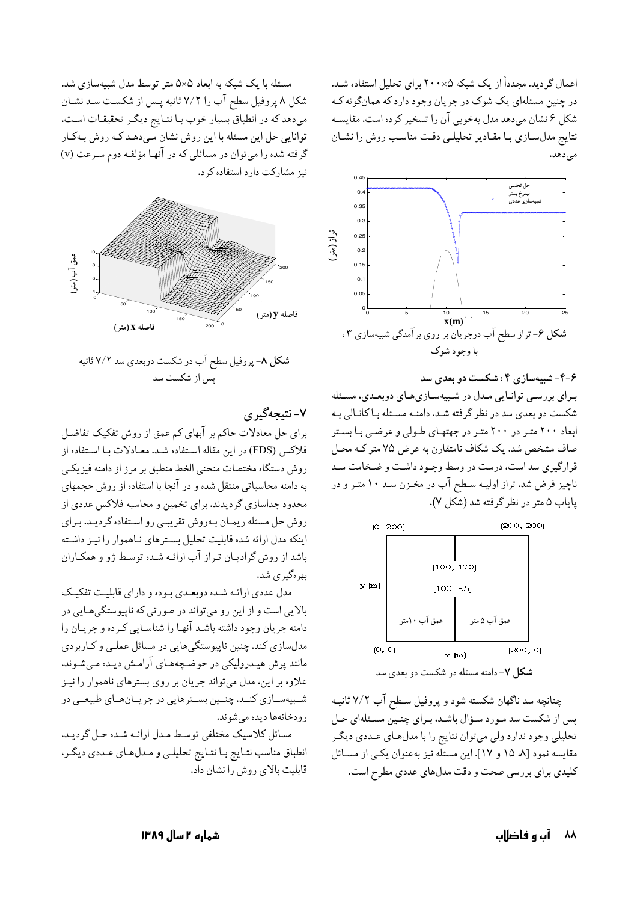اعمال گردید. مجدداً از یک شبکه ۵×۲۰۰ برای تحلیل استفاده شد. در چنین مسئله‌ای یک شوک در جریان وجود دارد که همان‌گونه که شکل ۶ نشان می‌دهد مدل به‌خوبی آن را تسخیر کرده است. مقایسه نتایج مدل‌سازی با مقادیر تحلیلی دقت مناسب روش را نشان می‌دهد.

**شکل ۶**- تراز سطح آب درجریان بر روی برآمدگی شبیه‌سازی ۳، با وجود شوک

### ۶-۴- شبیه‌سازی ۴: شکست دو بعدی سد

برای بررسی توانایی مدل در شبیه‌سازی‌های دوبعدی، مسئله شکست دو بعدی سد در نظر گرفته شد. دامنه مسئله با کانالی به ابعاد ۲۰۰ متر در ۲۰۰ متر در جهتهای طولی و عرضی با بستر صاف مشخص شد. یک شکاف نامتقارن به عرض ۷۵ متر که محل قرارگیری سد است، درست در وسط وجود داشت و ضخامت سد ناچیز فرض شد. تراز اولیه سطح آب در مخزن سد ۱۰ متر و در پایاب ۵ متر در نظر گرفته شد (شکل ۷).

**شکل ۷**- دامنه مسئله در شکست دو بعدی سد

چنانچه سد ناگهان شکسته شود و پروفیل سطح آب ۷/۲ ثانیه پس از شکست سد مورد سؤال باشد، برای چنین مسئله‌ای حل تحلیلی وجود ندارد ولی می‌توان نتایج را با مدل‌های عددی دیگر مقایسه نمود [۸، ۱۵ و ۱۷]. این مسئله نیز به‌عنوان یکی از مسائل کلیدی برای بررسی صحت و دقت مدل‌های عددی مطرح است.

مسئله با یک شبکه به ابعاد ۵×۵ متر توسط مدل شبیه‌سازی شد. شکل ۸ پروفیل سطح آب را ۷/۲ ثانیه پس از شکست سد نشان می‌دهد که در انطباق بسیار خوب با نتایج دیگر تحقیقات است. توانایی حل این مسئله با این روش نشان می‌دهد که روش به‌کار گرفته شده را می‌توان در مسائلی که در آنها مؤلفه دوم سرعت (v) نیز مشارکت دارد استفاده کرد.

**شکل ۸**- پروفیل سطح آب در شکست دوبعدی سد ۷/۲ ثانیه پس از شکست سد

## ۷- نتیجه‌گیری

برای حل معادلات حاکم بر آبهای کم عمق از روش تفکیک تفاضل فلاکس (FDS) در این مقاله استفاده شد. معادلات با استفاده از روش دستگاه مختصات منحنی الخط منطبق بر مرز از دامنه فیزیکی به دامنه محاسباتی منتقل شده و در آنجا با استفاده از روش حجمهای محدود جداسازی گردیدند. برای تخمین و محاسبه فلاکس عددی از روش حل مسئله ریمان به‌روش تقریبی رو استفاده گردید. برای اینکه مدل ارائه شده قابلیت تحلیل بسترهای ناهموار را نیز داشته باشد از روش گرادیان تراز آب ارائه شده توسط ژو و همکاران بهره‌گیری شد.

مدل عددی ارائه شده دوبعدی بوده و دارای قابلیت تفکیک بالایی است و از این رو می‌تواند در صورتی که ناپیوستگی‌هایی در دامنه جریان وجود داشته باشد آنها را شناسایی کرده و جریان را مدل‌سازی کند. چنین ناپیوستگی‌هایی در مسائل عملی و کاربردی مانند پرش هیدرولیکی در حوضچه‌های آرامش دیده می‌شوند. علاوه بر این، مدل می‌تواند جریان بر روی بسترهای ناهموار را نیز شبیه‌سازی کند. چنین بسترهایی در جریان‌های طبیعی در رودخانه‌ها دیده می‌شوند.

مسائل کلاسیک مختلفی توسط مدل ارائه شده حل گردید. انطباق مناسب نتایج با نتایج تحلیلی و مدل‌های عددی دیگر، قابلیت بالای روش را نشان داد.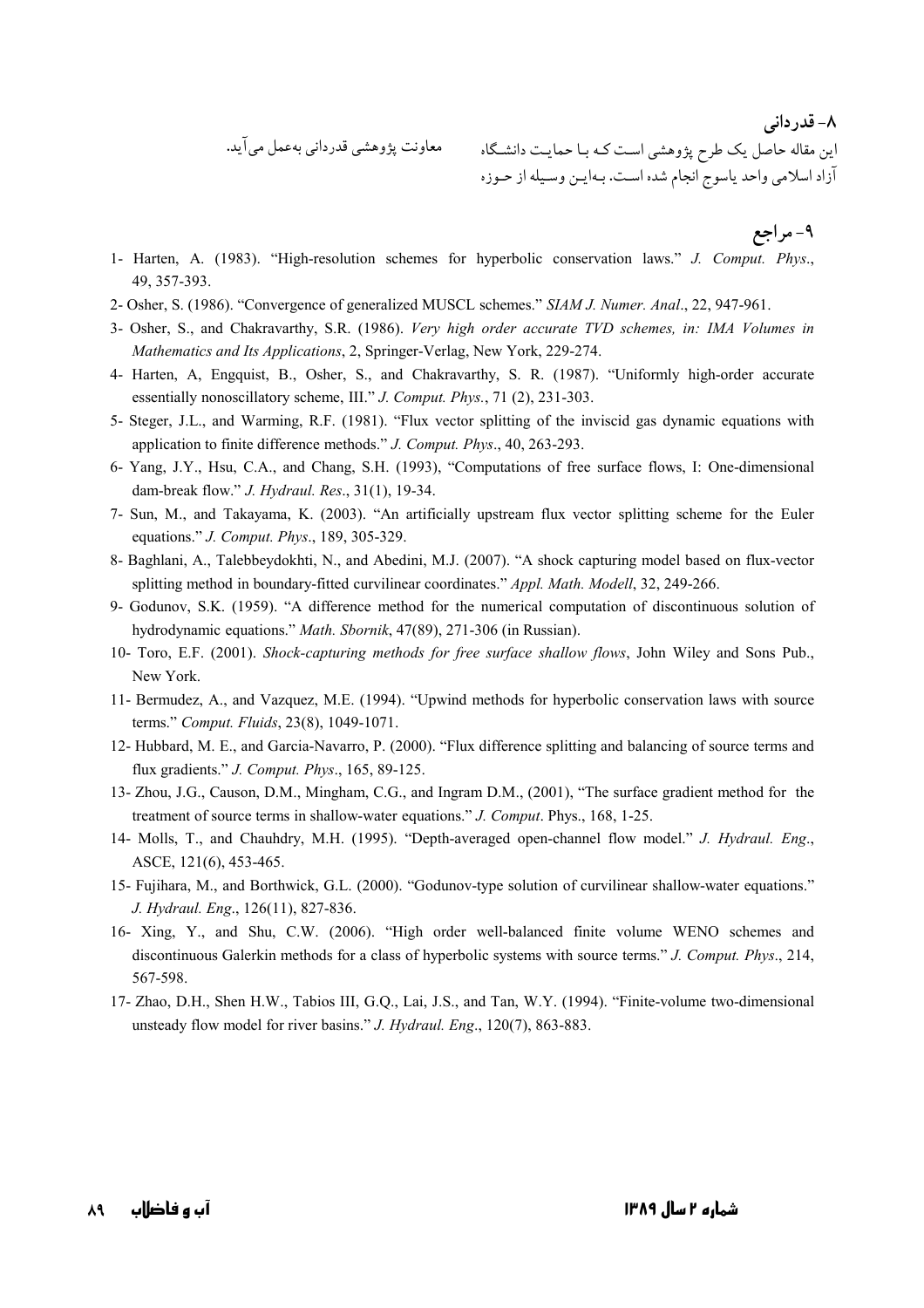## ۸- قدردانی

این مقاله حاصل یک طرح پژوهشی است که با حمایت دانشگاه آزاد اسلامی واحد یاسوج انجام شده است. به‌این وسیله از حوزه معاونت پژوهشی قدردانی به‌عمل می‌آید.

## ۹- مراجع

1- Harten, A. (1983). "High-resolution schemes for hyperbolic conservation laws." *J. Comput. Phys*., 49, 357-393.

2- Osher, S. (1986). "Convergence of generalized MUSCL schemes." *SIAM J. Numer. Anal*., 22, 947-961.

3- Osher, S., and Chakravarthy, S.R. (1986). *Very high order accurate TVD schemes, in: IMA Volumes in Mathematics and Its Applications*, 2, Springer-Verlag, New York, 229-274.

4- Harten, A, Engquist, B., Osher, S., and Chakravarthy, S. R. (1987). "Uniformly high-order accurate essentially nonoscillatory scheme, III." *J. Comput. Phys.*, 71 (2), 231-303.

5- Steger, J.L., and Warming, R.F. (1981). "Flux vector splitting of the inviscid gas dynamic equations with application to finite difference methods." *J. Comput. Phys*., 40, 263-293.

6- Yang, J.Y., Hsu, C.A., and Chang, S.H. (1993), "Computations of free surface flows, I: One-dimensional dam-break flow." *J. Hydraul. Res*., 31(1), 19-34.

7- Sun, M., and Takayama, K. (2003). "An artificially upstream flux vector splitting scheme for the Euler equations." *J. Comput. Phys*., 189, 305-329.

8- Baghlani, A., Talebbeydokhti, N., and Abedini, M.J. (2007). "A shock capturing model based on flux-vector splitting method in boundary-fitted curvilinear coordinates." *Appl. Math. Modell*, 32, 249-266.

9- Godunov, S.K. (1959). "A difference method for the numerical computation of discontinuous solution of hydrodynamic equations." *Math. Sbornik*, 47(89), 271-306 (in Russian).

10- Toro, E.F. (2001). *Shock-capturing methods for free surface shallow flows*, John Wiley and Sons Pub., New York.

11- Bermudez, A., and Vazquez, M.E. (1994). "Upwind methods for hyperbolic conservation laws with source terms." *Comput. Fluids*, 23(8), 1049-1071.

12- Hubbard, M. E., and Garcia-Navarro, P. (2000). "Flux difference splitting and balancing of source terms and flux gradients." *J. Comput. Phys*., 165, 89-125.

13- Zhou, J.G., Causon, D.M., Mingham, C.G., and Ingram D.M., (2001), "The surface gradient method for the treatment of source terms in shallow-water equations." *J. Comput*. Phys., 168, 1-25.

14- Molls, T., and Chauhdry, M.H. (1995). "Depth-averaged open-channel flow model." *J. Hydraul. Eng*., ASCE, 121(6), 453-465.

15- Fujihara, M., and Borthwick, G.L. (2000). "Godunov-type solution of curvilinear shallow-water equations." *J. Hydraul. Eng*., 126(11), 827-836.

16- Xing, Y., and Shu, C.W. (2006). "High order well-balanced finite volume WENO schemes and discontinuous Galerkin methods for a class of hyperbolic systems with source terms." *J. Comput. Phys*., 214, 567-598.

17- Zhao, D.H., Shen H.W., Tabios III, G.Q., Lai, J.S., and Tan, W.Y. (1994). "Finite-volume two-dimensional unsteady flow model for river basins." *J. Hydraul. Eng*., 120(7), 863-883.